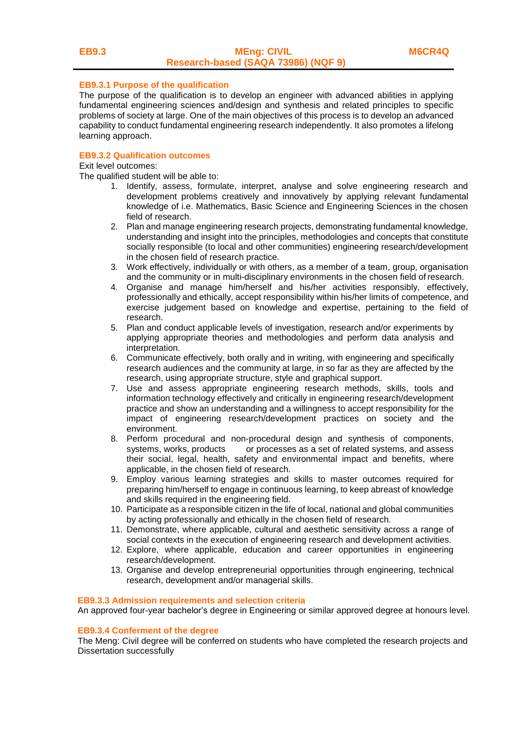# EB9.3 MEng: CIVIL Research-based (SAQA 73986) (NQF 9) M6CR4Q

### EB9.3.1 Purpose of the qualification

The purpose of the qualification is to develop an engineer with advanced abilities in applying fundamental engineering sciences and/design and synthesis and related principles to specific problems of society at large. One of the main objectives of this process is to develop an advanced capability to conduct fundamental engineering research independently. It also promotes a lifelong learning approach.

### EB9.3.2 Qualification outcomes

Exit level outcomes:

The qualified student will be able to:

1. Identify, assess, formulate, interpret, analyse and solve engineering research and development problems creatively and innovatively by applying relevant fundamental knowledge of i.e. Mathematics, Basic Science and Engineering Sciences in the chosen field of research.
2. Plan and manage engineering research projects, demonstrating fundamental knowledge, understanding and insight into the principles, methodologies and concepts that constitute socially responsible (to local and other communities) engineering research/development in the chosen field of research practice.
3. Work effectively, individually or with others, as a member of a team, group, organisation and the community or in multi-disciplinary environments in the chosen field of research.
4. Organise and manage him/herself and his/her activities responsibly, effectively, professionally and ethically, accept responsibility within his/her limits of competence, and exercise judgement based on knowledge and expertise, pertaining to the field of research.
5. Plan and conduct applicable levels of investigation, research and/or experiments by applying appropriate theories and methodologies and perform data analysis and interpretation.
6. Communicate effectively, both orally and in writing, with engineering and specifically research audiences and the community at large, in so far as they are affected by the research, using appropriate structure, style and graphical support.
7. Use and assess appropriate engineering research methods, skills, tools and information technology effectively and critically in engineering research/development practice and show an understanding and a willingness to accept responsibility for the impact of engineering research/development practices on society and the environment.
8. Perform procedural and non-procedural design and synthesis of components, systems, works, products or processes as a set of related systems, and assess their social, legal, health, safety and environmental impact and benefits, where applicable, in the chosen field of research.
9. Employ various learning strategies and skills to master outcomes required for preparing him/herself to engage in continuous learning, to keep abreast of knowledge and skills required in the engineering field.
10. Participate as a responsible citizen in the life of local, national and global communities by acting professionally and ethically in the chosen field of research.
11. Demonstrate, where applicable, cultural and aesthetic sensitivity across a range of social contexts in the execution of engineering research and development activities.
12. Explore, where applicable, education and career opportunities in engineering research/development.
13. Organise and develop entrepreneurial opportunities through engineering, technical research, development and/or managerial skills.

### EB9.3.3 Admission requirements and selection criteria

An approved four-year bachelor's degree in Engineering or similar approved degree at honours level.

### EB9.3.4 Conferment of the degree

The Meng: Civil degree will be conferred on students who have completed the research projects and Dissertation successfully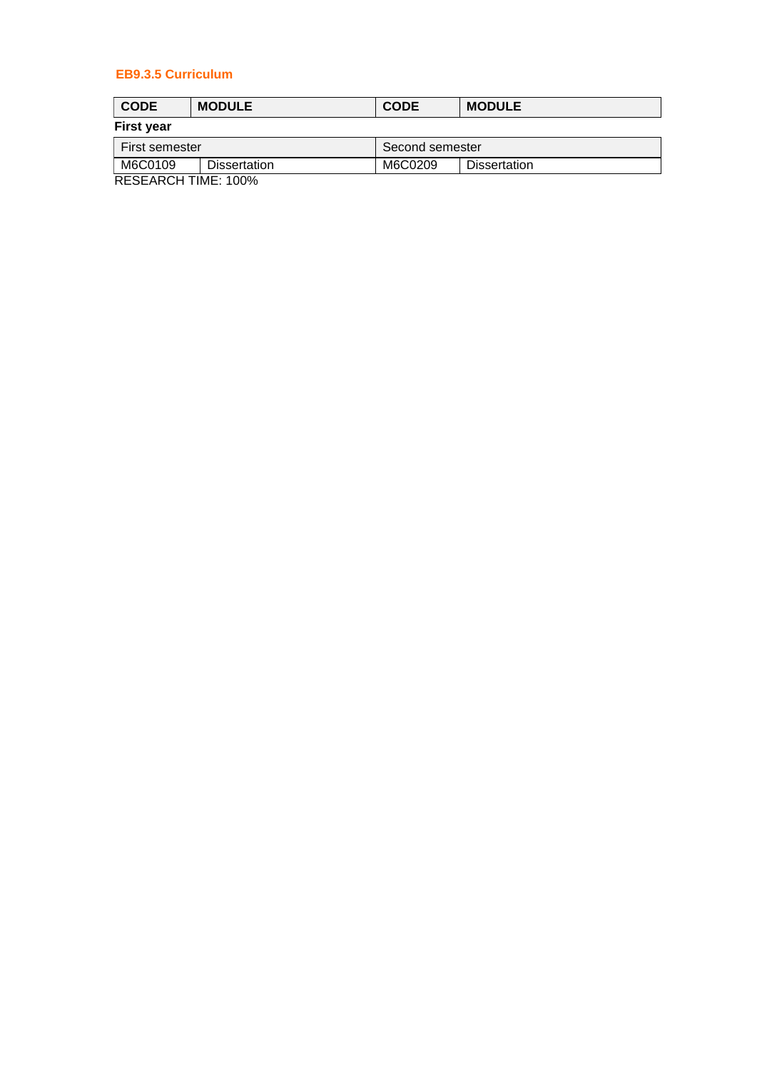### EB9.3.5 Curriculum

| CODE | MODULE | CODE | MODULE |
|---|---|---|---|
| **First year** | | | |
| First semester | | Second semester | |
| M6C0109 | Dissertation | M6C0209 | Dissertation |

RESEARCH TIME: 100%